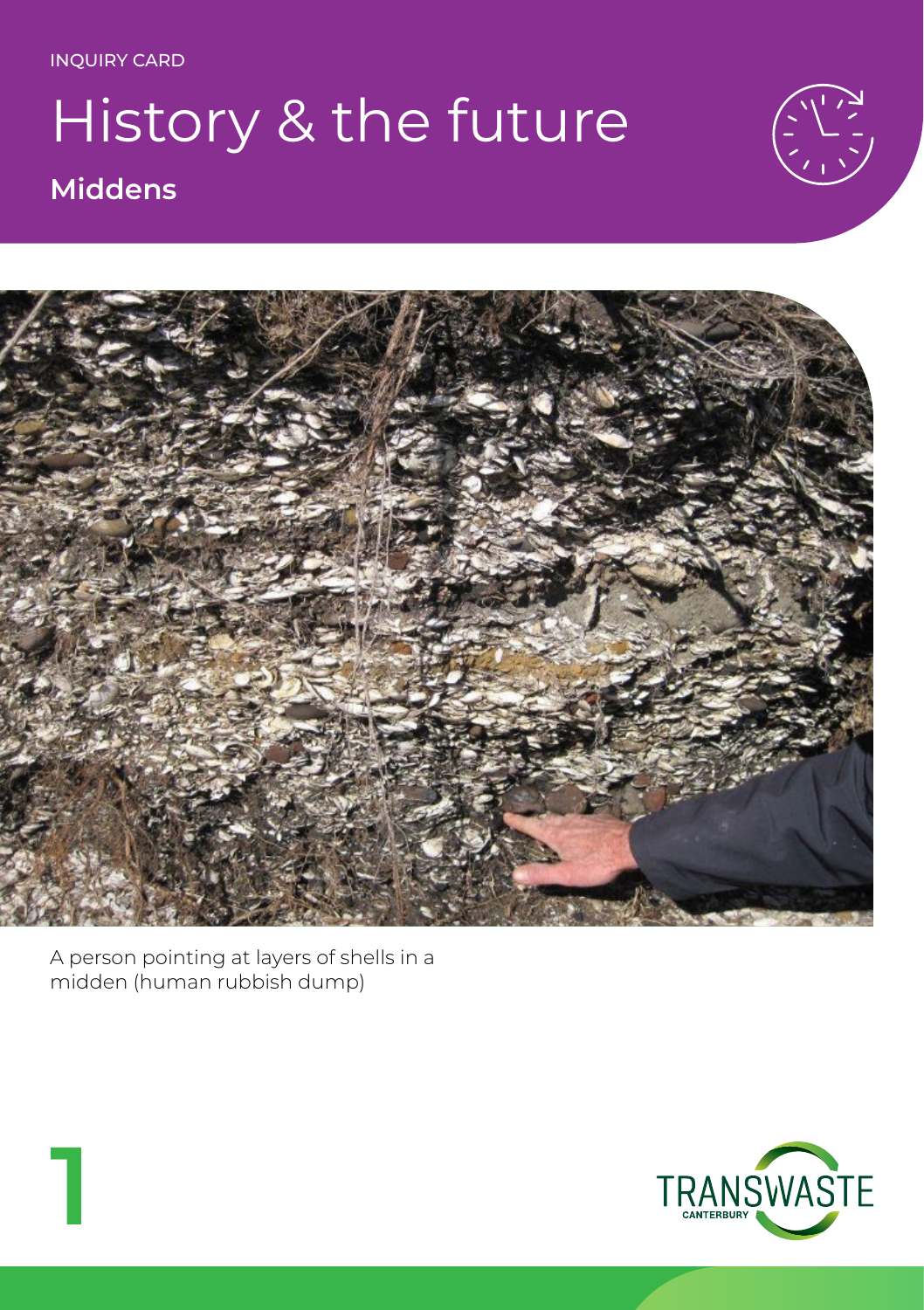INQUIRY CARD

# History & the future

## Middens

A person pointing at layers of shells in a midden (human rubbish dump)

1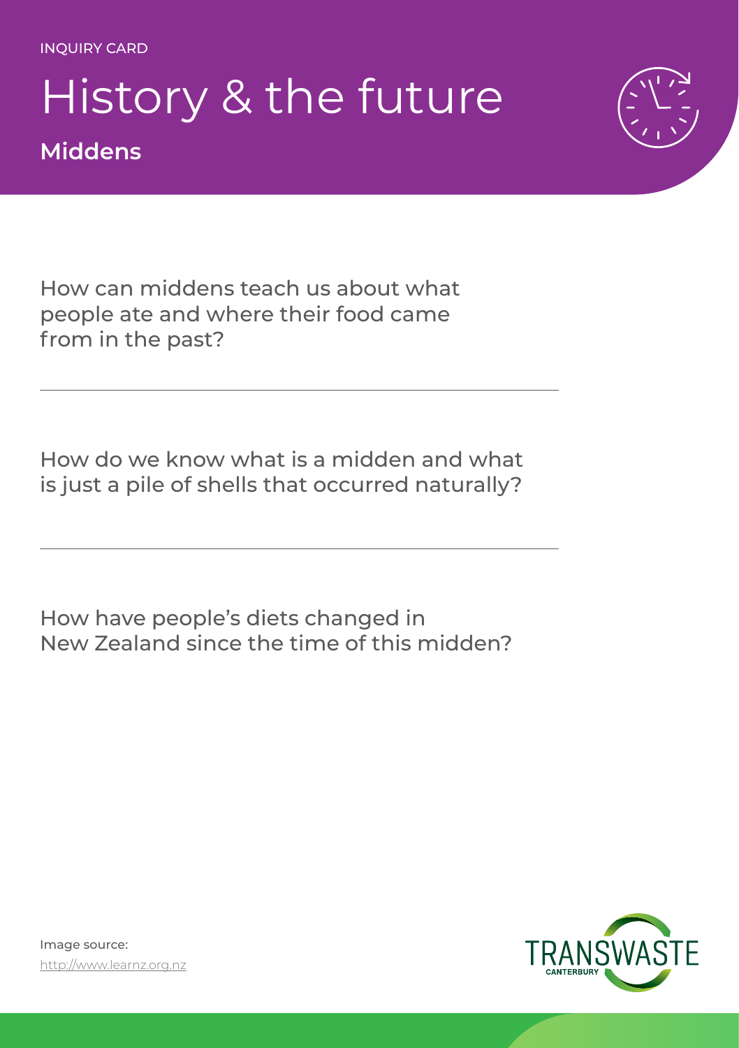INQUIRY CARD

# History & the future

## Middens

How can middens teach us about what people ate and where their food came from in the past?

---

How do we know what is a midden and what is just a pile of shells that occurred naturally?

---

How have people's diets changed in New Zealand since the time of this midden?

Image source:
http://www.learnz.org.nz

TRANSWASTE CANTERBURY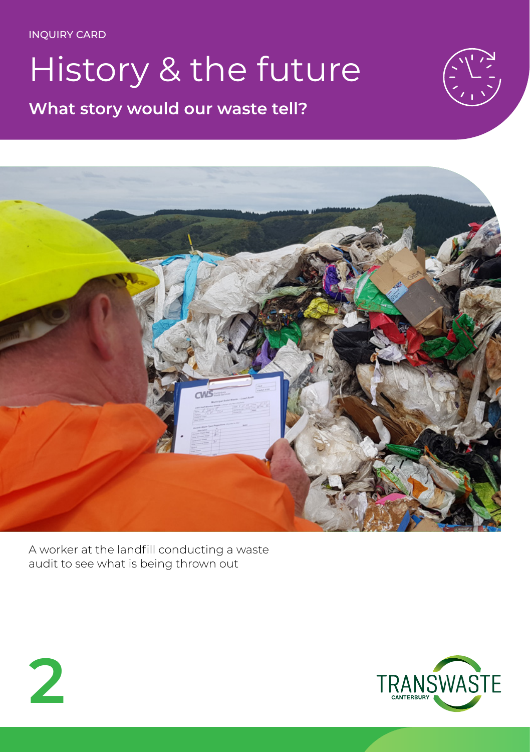INQUIRY CARD

# History & the future

## What story would our waste tell?

A worker at the landfill conducting a waste audit to see what is being thrown out

**2**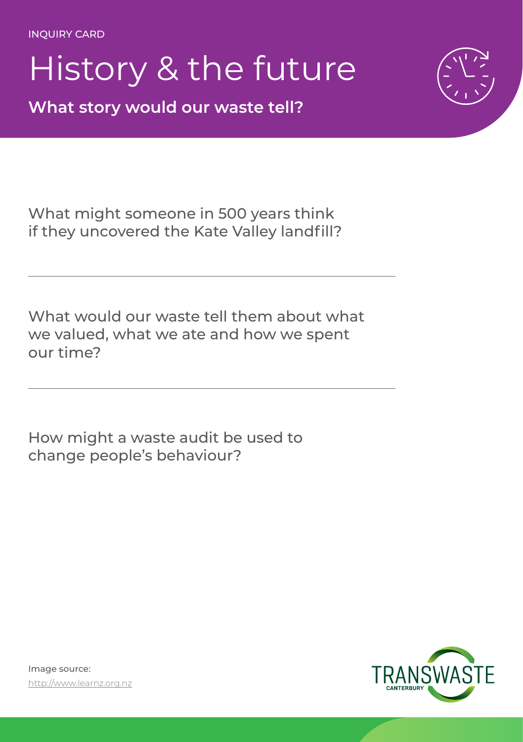INQUIRY CARD

# History & the future

**What story would our waste tell?**

What might someone in 500 years think if they uncovered the Kate Valley landfill?

---

What would our waste tell them about what we valued, what we ate and how we spent our time?

---

How might a waste audit be used to change people's behaviour?

Image source:
http://www.learnz.org.nz

TRANSWASTE CANTERBURY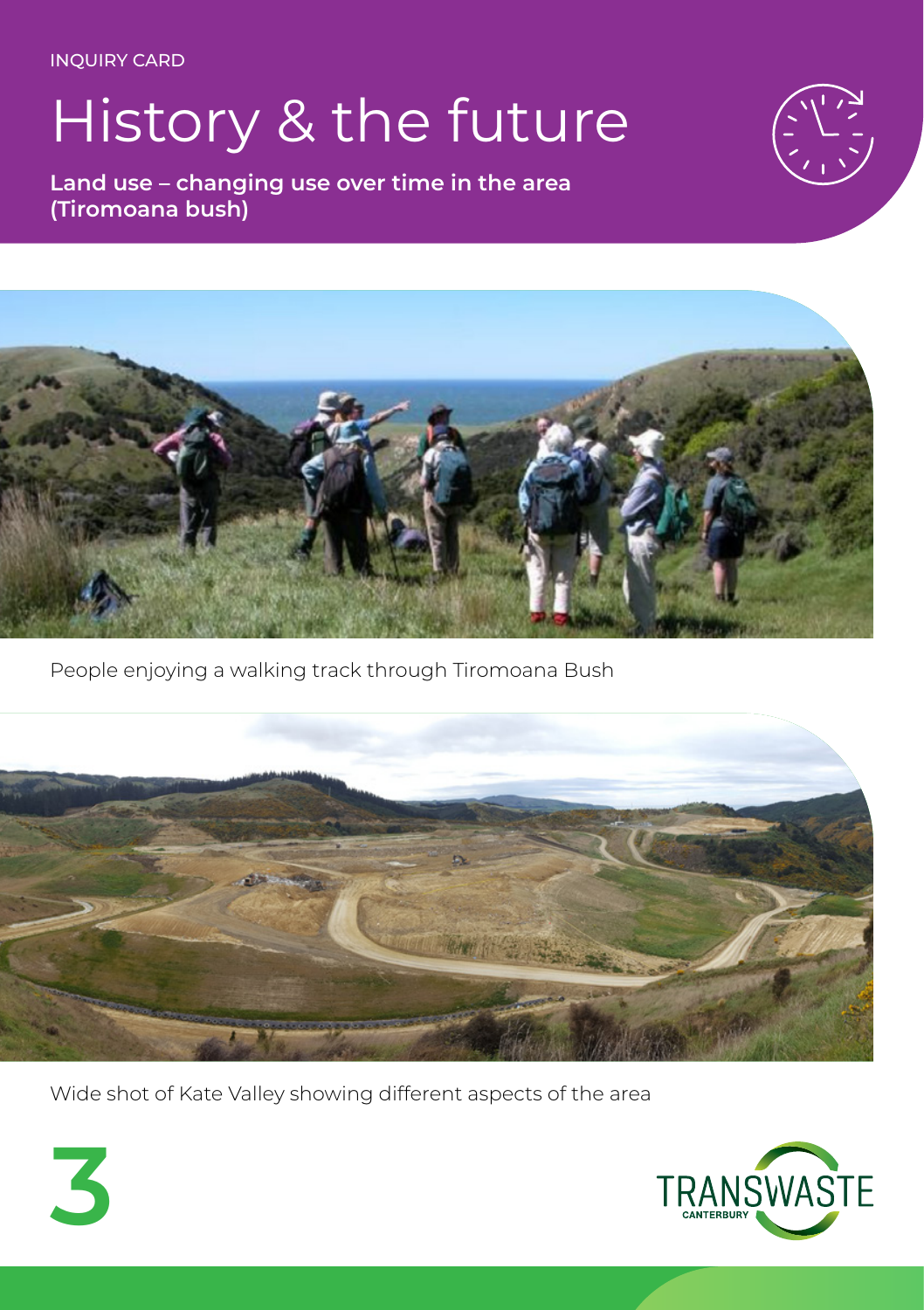INQUIRY CARD

# History & the future

**Land use – changing use over time in the area (Tiromoana bush)**

People enjoying a walking track through Tiromoana Bush

Wide shot of Kate Valley showing different aspects of the area

3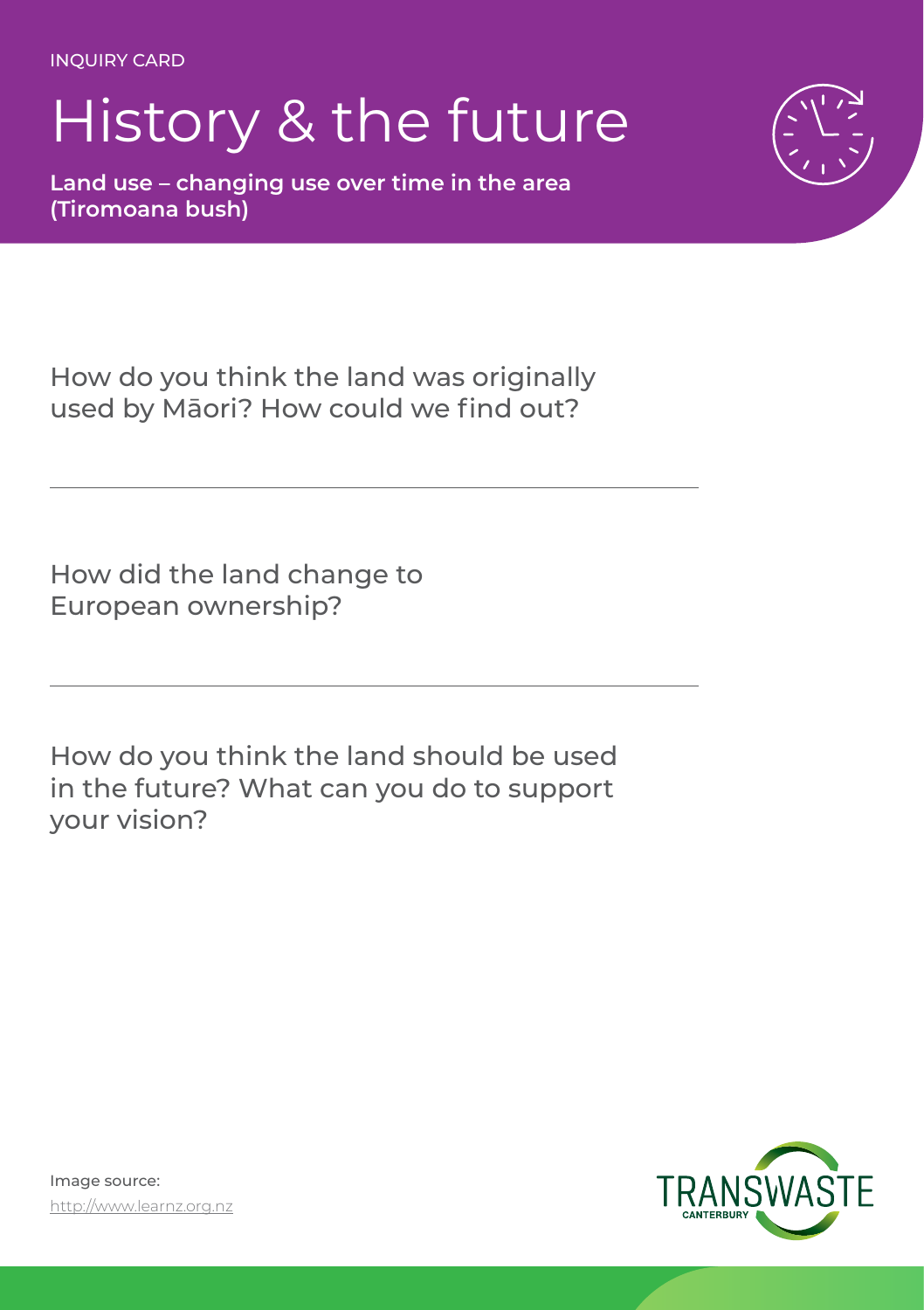INQUIRY CARD

# History & the future

**Land use – changing use over time in the area (Tiromoana bush)**

How do you think the land was originally used by Māori? How could we find out?

---

How did the land change to European ownership?

---

How do you think the land should be used in the future? What can you do to support your vision?

Image source:
http://www.learnz.org.nz

TRANSWASTE CANTERBURY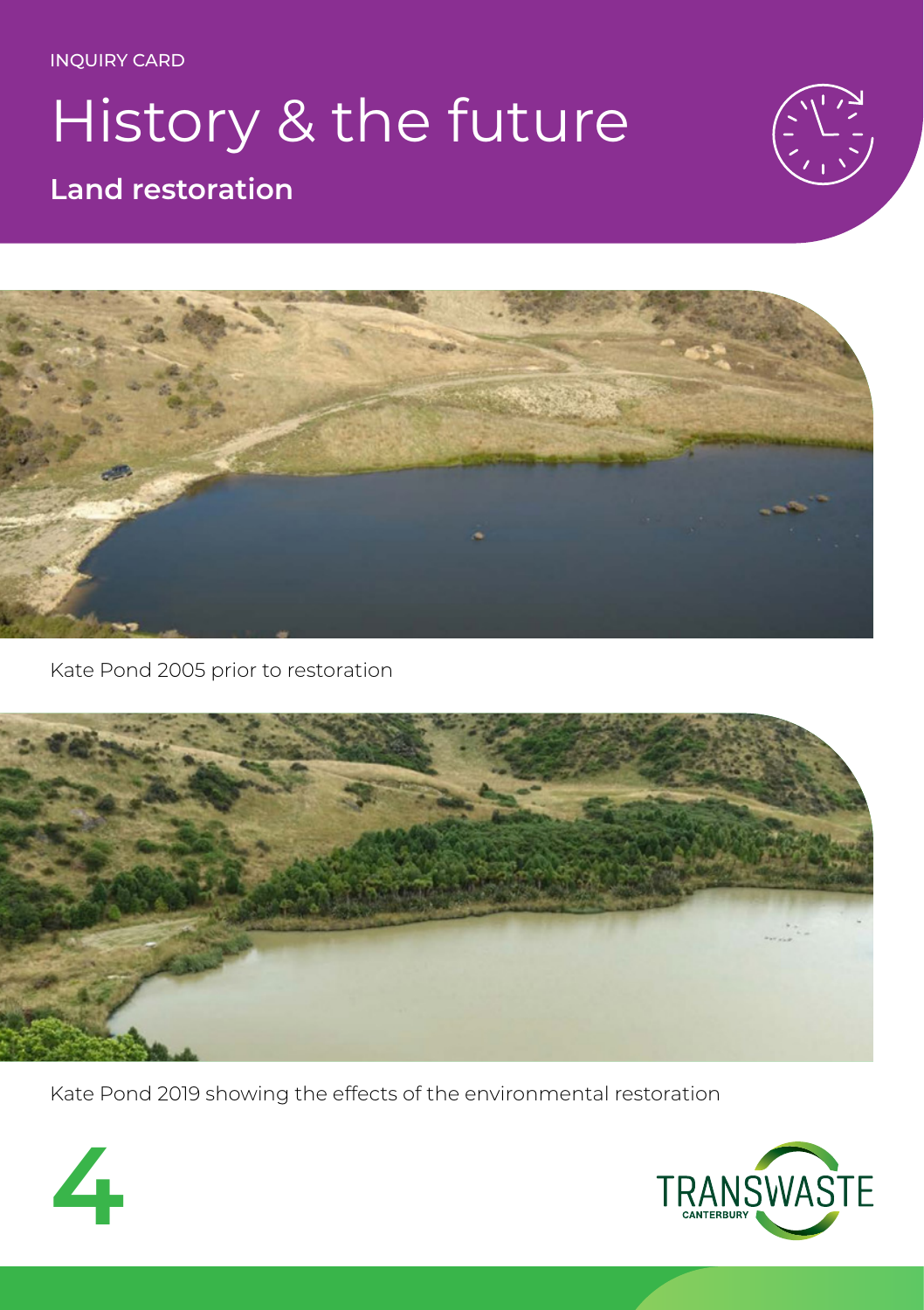INQUIRY CARD

# History & the future

## Land restoration

Kate Pond 2005 prior to restoration

Kate Pond 2019 showing the effects of the environmental restoration

4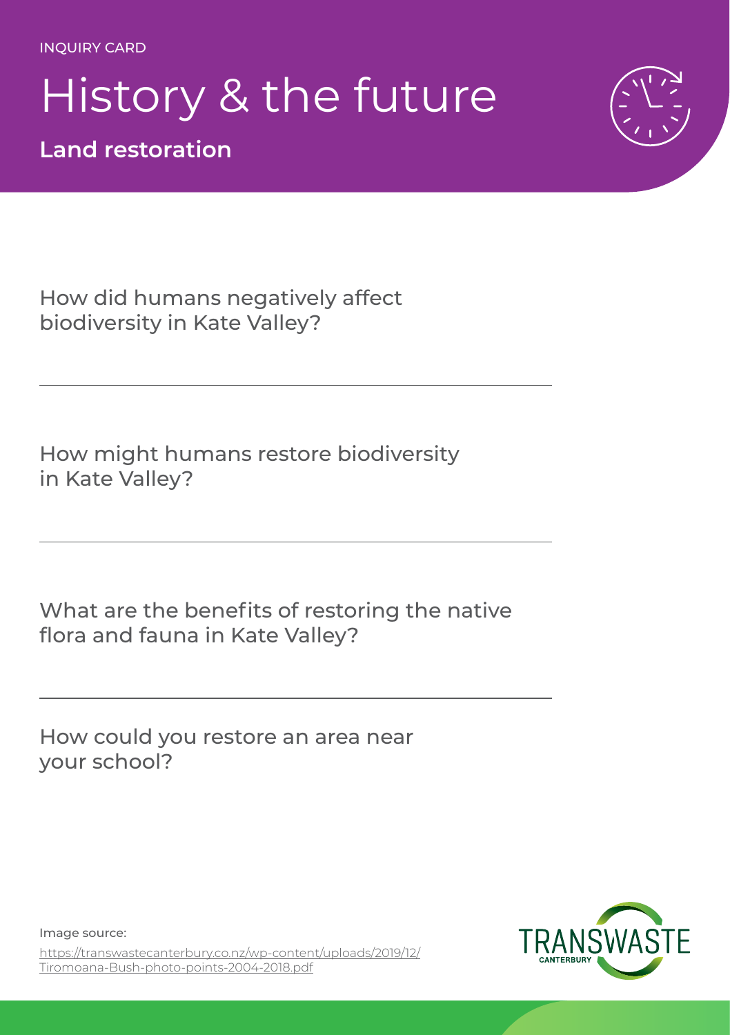INQUIRY CARD

# History & the future

## Land restoration

How did humans negatively affect biodiversity in Kate Valley?

---

How might humans restore biodiversity in Kate Valley?

---

What are the benefits of restoring the native flora and fauna in Kate Valley?

---

How could you restore an area near your school?

Image source:

https://transwastecanterbury.co.nz/wp-content/uploads/2019/12/Tiromoana-Bush-photo-points-2004-2018.pdf

TRANSWASTE CANTERBURY